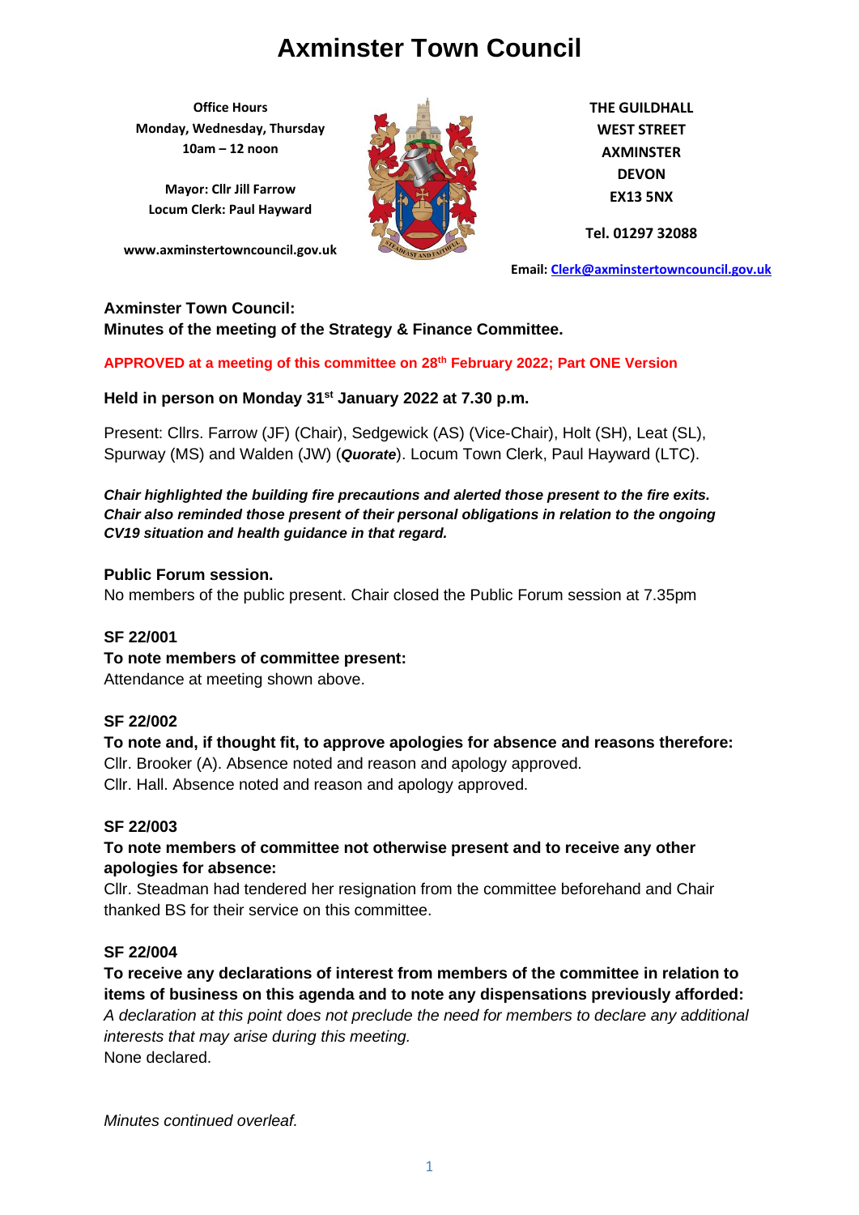# Axminster Town Council

**Office Hours**
**Monday, Wednesday, Thursday**
**10am – 12 noon**

**Mayor: Cllr Jill Farrow**
**Locum Clerk: Paul Hayward**

**www.axminstertowncouncil.gov.uk**

**THE GUILDHALL**
**WEST STREET**
**AXMINSTER**
**DEVON**
**EX13 5NX**

**Tel. 01297 32088**

**Email: Clerk@axminstertowncouncil.gov.uk**

**Axminster Town Council:**
**Minutes of the meeting of the Strategy & Finance Committee.**

**APPROVED at a meeting of this committee on 28th February 2022; Part ONE Version**

**Held in person on Monday 31st January 2022 at 7.30 p.m.**

Present: Cllrs. Farrow (JF) (Chair), Sedgewick (AS) (Vice-Chair), Holt (SH), Leat (SL), Spurway (MS) and Walden (JW) (***Quorate***). Locum Town Clerk, Paul Hayward (LTC).

***Chair highlighted the building fire precautions and alerted those present to the fire exits. Chair also reminded those present of their personal obligations in relation to the ongoing CV19 situation and health guidance in that regard.***

**Public Forum session.**
No members of the public present. Chair closed the Public Forum session at 7.35pm

**SF 22/001**
**To note members of committee present:**
Attendance at meeting shown above.

**SF 22/002**
**To note and, if thought fit, to approve apologies for absence and reasons therefore:**
Cllr. Brooker (A). Absence noted and reason and apology approved.
Cllr. Hall. Absence noted and reason and apology approved.

**SF 22/003**
**To note members of committee not otherwise present and to receive any other apologies for absence:**
Cllr. Steadman had tendered her resignation from the committee beforehand and Chair thanked BS for their service on this committee.

**SF 22/004**
**To receive any declarations of interest from members of the committee in relation to items of business on this agenda and to note any dispensations previously afforded:**
*A declaration at this point does not preclude the need for members to declare any additional interests that may arise during this meeting.*
None declared.

*Minutes continued overleaf.*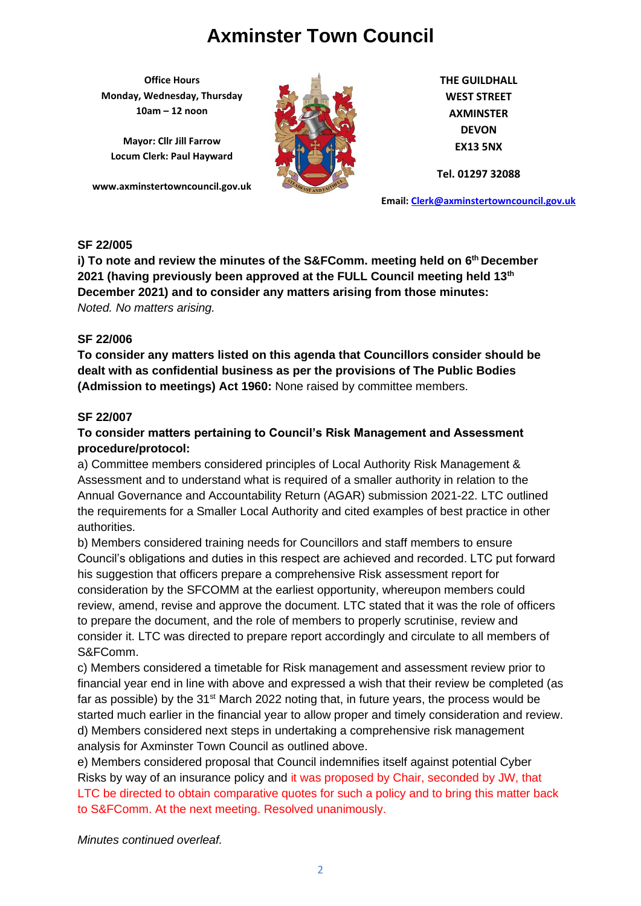# Axminster Town Council

**Office Hours**
**Monday, Wednesday, Thursday**
**10am – 12 noon**

**Mayor: Cllr Jill Farrow**
**Locum Clerk: Paul Hayward**

**www.axminstertowncouncil.gov.uk**

**THE GUILDHALL**
**WEST STREET**
**AXMINSTER**
**DEVON**
**EX13 5NX**

**Tel. 01297 32088**

**Email: Clerk@axminstertowncouncil.gov.uk**

**SF 22/005**

**i) To note and review the minutes of the S&FComm. meeting held on 6th December 2021 (having previously been approved at the FULL Council meeting held 13th December 2021) and to consider any matters arising from those minutes:**
*Noted. No matters arising.*

**SF 22/006**

**To consider any matters listed on this agenda that Councillors consider should be dealt with as confidential business as per the provisions of The Public Bodies (Admission to meetings) Act 1960:** None raised by committee members.

**SF 22/007**

**To consider matters pertaining to Council's Risk Management and Assessment procedure/protocol:**

a) Committee members considered principles of Local Authority Risk Management & Assessment and to understand what is required of a smaller authority in relation to the Annual Governance and Accountability Return (AGAR) submission 2021-22. LTC outlined the requirements for a Smaller Local Authority and cited examples of best practice in other authorities.

b) Members considered training needs for Councillors and staff members to ensure Council's obligations and duties in this respect are achieved and recorded. LTC put forward his suggestion that officers prepare a comprehensive Risk assessment report for consideration by the SFCOMM at the earliest opportunity, whereupon members could review, amend, revise and approve the document. LTC stated that it was the role of officers to prepare the document, and the role of members to properly scrutinise, review and consider it. LTC was directed to prepare report accordingly and circulate to all members of S&FComm.

c) Members considered a timetable for Risk management and assessment review prior to financial year end in line with above and expressed a wish that their review be completed (as far as possible) by the 31st March 2022 noting that, in future years, the process would be started much earlier in the financial year to allow proper and timely consideration and review.

d) Members considered next steps in undertaking a comprehensive risk management analysis for Axminster Town Council as outlined above.

e) Members considered proposal that Council indemnifies itself against potential Cyber Risks by way of an insurance policy and it was proposed by Chair, seconded by JW, that LTC be directed to obtain comparative quotes for such a policy and to bring this matter back to S&FComm. At the next meeting. Resolved unanimously.

*Minutes continued overleaf.*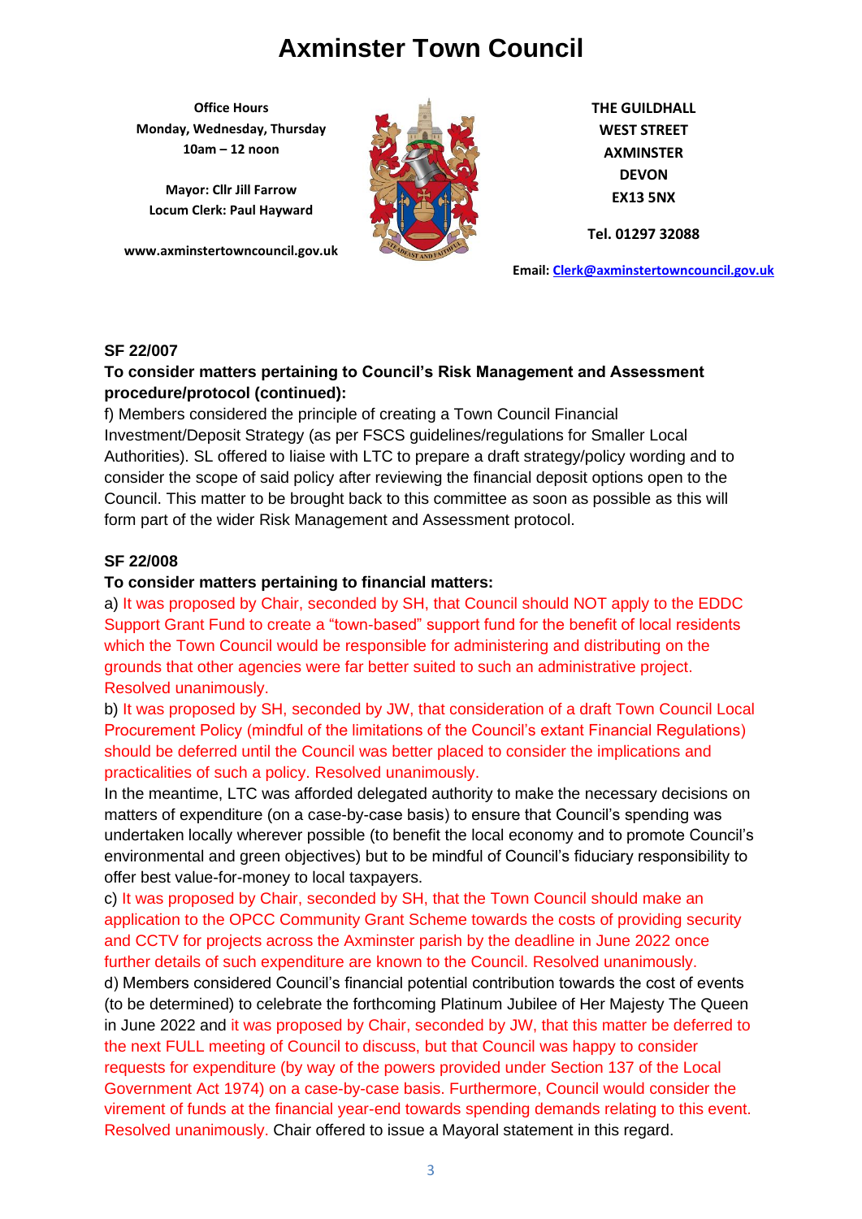# Axminster Town Council

**Office Hours**
**Monday, Wednesday, Thursday**
**10am – 12 noon**

**Mayor: Cllr Jill Farrow**
**Locum Clerk: Paul Hayward**

**www.axminstertowncouncil.gov.uk**

**THE GUILDHALL**
**WEST STREET**
**AXMINSTER**
**DEVON**
**EX13 5NX**

**Tel. 01297 32088**

**Email: Clerk@axminstertowncouncil.gov.uk**

**SF 22/007**

**To consider matters pertaining to Council's Risk Management and Assessment procedure/protocol (continued):**

f) Members considered the principle of creating a Town Council Financial Investment/Deposit Strategy (as per FSCS guidelines/regulations for Smaller Local Authorities). SL offered to liaise with LTC to prepare a draft strategy/policy wording and to consider the scope of said policy after reviewing the financial deposit options open to the Council. This matter to be brought back to this committee as soon as possible as this will form part of the wider Risk Management and Assessment protocol.

**SF 22/008**

**To consider matters pertaining to financial matters:**

a) It was proposed by Chair, seconded by SH, that Council should NOT apply to the EDDC Support Grant Fund to create a "town-based" support fund for the benefit of local residents which the Town Council would be responsible for administering and distributing on the grounds that other agencies were far better suited to such an administrative project. Resolved unanimously.

b) It was proposed by SH, seconded by JW, that consideration of a draft Town Council Local Procurement Policy (mindful of the limitations of the Council's extant Financial Regulations) should be deferred until the Council was better placed to consider the implications and practicalities of such a policy. Resolved unanimously.

In the meantime, LTC was afforded delegated authority to make the necessary decisions on matters of expenditure (on a case-by-case basis) to ensure that Council's spending was undertaken locally wherever possible (to benefit the local economy and to promote Council's environmental and green objectives) but to be mindful of Council's fiduciary responsibility to offer best value-for-money to local taxpayers.

c) It was proposed by Chair, seconded by SH, that the Town Council should make an application to the OPCC Community Grant Scheme towards the costs of providing security and CCTV for projects across the Axminster parish by the deadline in June 2022 once further details of such expenditure are known to the Council. Resolved unanimously.

d) Members considered Council's financial potential contribution towards the cost of events (to be determined) to celebrate the forthcoming Platinum Jubilee of Her Majesty The Queen in June 2022 and it was proposed by Chair, seconded by JW, that this matter be deferred to the next FULL meeting of Council to discuss, but that Council was happy to consider requests for expenditure (by way of the powers provided under Section 137 of the Local Government Act 1974) on a case-by-case basis. Furthermore, Council would consider the virement of funds at the financial year-end towards spending demands relating to this event. Resolved unanimously. Chair offered to issue a Mayoral statement in this regard.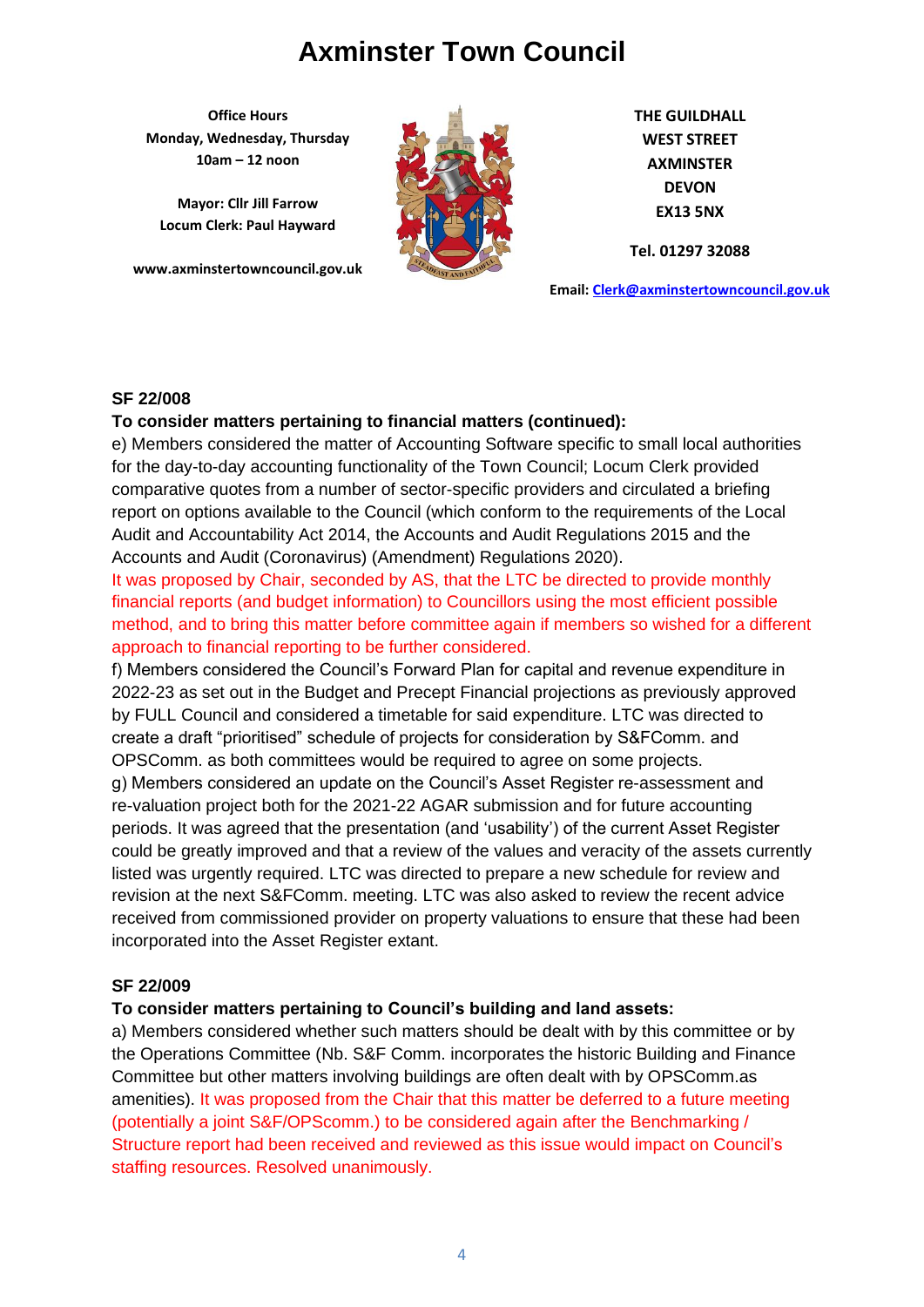# Axminster Town Council

**Office Hours**
**Monday, Wednesday, Thursday**
**10am – 12 noon**

**Mayor: Cllr Jill Farrow**
**Locum Clerk: Paul Hayward**

**www.axminstertowncouncil.gov.uk**

**THE GUILDHALL**
**WEST STREET**
**AXMINSTER**
**DEVON**
**EX13 5NX**

**Tel. 01297 32088**

**Email: Clerk@axminstertowncouncil.gov.uk**

**SF 22/008**

**To consider matters pertaining to financial matters (continued):**

e) Members considered the matter of Accounting Software specific to small local authorities for the day-to-day accounting functionality of the Town Council; Locum Clerk provided comparative quotes from a number of sector-specific providers and circulated a briefing report on options available to the Council (which conform to the requirements of the Local Audit and Accountability Act 2014, the Accounts and Audit Regulations 2015 and the Accounts and Audit (Coronavirus) (Amendment) Regulations 2020).

It was proposed by Chair, seconded by AS, that the LTC be directed to provide monthly financial reports (and budget information) to Councillors using the most efficient possible method, and to bring this matter before committee again if members so wished for a different approach to financial reporting to be further considered.

f) Members considered the Council's Forward Plan for capital and revenue expenditure in 2022-23 as set out in the Budget and Precept Financial projections as previously approved by FULL Council and considered a timetable for said expenditure. LTC was directed to create a draft "prioritised" schedule of projects for consideration by S&FComm. and OPSComm. as both committees would be required to agree on some projects.

g) Members considered an update on the Council's Asset Register re-assessment and re-valuation project both for the 2021-22 AGAR submission and for future accounting periods. It was agreed that the presentation (and 'usability') of the current Asset Register could be greatly improved and that a review of the values and veracity of the assets currently listed was urgently required. LTC was directed to prepare a new schedule for review and revision at the next S&FComm. meeting. LTC was also asked to review the recent advice received from commissioned provider on property valuations to ensure that these had been incorporated into the Asset Register extant.

**SF 22/009**

**To consider matters pertaining to Council's building and land assets:**

a) Members considered whether such matters should be dealt with by this committee or by the Operations Committee (Nb. S&F Comm. incorporates the historic Building and Finance Committee but other matters involving buildings are often dealt with by OPSComm.as amenities). It was proposed from the Chair that this matter be deferred to a future meeting (potentially a joint S&F/OPScomm.) to be considered again after the Benchmarking / Structure report had been received and reviewed as this issue would impact on Council's staffing resources. Resolved unanimously.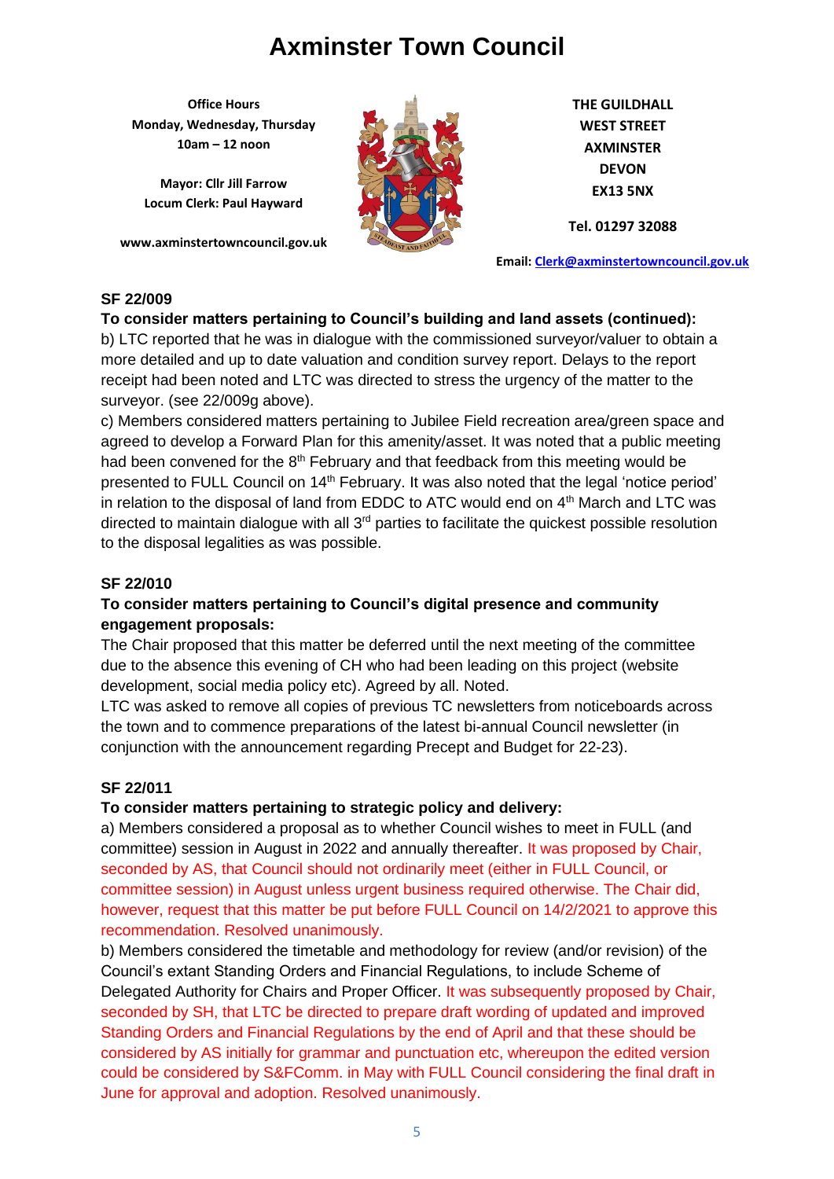# Axminster Town Council

**Office Hours**
**Monday, Wednesday, Thursday**
**10am – 12 noon**

**Mayor: Cllr Jill Farrow**
**Locum Clerk: Paul Hayward**

**www.axminstertowncouncil.gov.uk**

**THE GUILDHALL**
**WEST STREET**
**AXMINSTER**
**DEVON**
**EX13 5NX**

**Tel. 01297 32088**

**Email: Clerk@axminstertowncouncil.gov.uk**

**SF 22/009**

**To consider matters pertaining to Council's building and land assets (continued):**

b) LTC reported that he was in dialogue with the commissioned surveyor/valuer to obtain a more detailed and up to date valuation and condition survey report. Delays to the report receipt had been noted and LTC was directed to stress the urgency of the matter to the surveyor. (see 22/009g above).

c) Members considered matters pertaining to Jubilee Field recreation area/green space and agreed to develop a Forward Plan for this amenity/asset. It was noted that a public meeting had been convened for the 8th February and that feedback from this meeting would be presented to FULL Council on 14th February. It was also noted that the legal 'notice period' in relation to the disposal of land from EDDC to ATC would end on 4th March and LTC was directed to maintain dialogue with all 3rd parties to facilitate the quickest possible resolution to the disposal legalities as was possible.

**SF 22/010**

**To consider matters pertaining to Council's digital presence and community engagement proposals:**

The Chair proposed that this matter be deferred until the next meeting of the committee due to the absence this evening of CH who had been leading on this project (website development, social media policy etc). Agreed by all. Noted.

LTC was asked to remove all copies of previous TC newsletters from noticeboards across the town and to commence preparations of the latest bi-annual Council newsletter (in conjunction with the announcement regarding Precept and Budget for 22-23).

**SF 22/011**

**To consider matters pertaining to strategic policy and delivery:**

a) Members considered a proposal as to whether Council wishes to meet in FULL (and committee) session in August in 2022 and annually thereafter. It was proposed by Chair, seconded by AS, that Council should not ordinarily meet (either in FULL Council, or committee session) in August unless urgent business required otherwise. The Chair did, however, request that this matter be put before FULL Council on 14/2/2021 to approve this recommendation. Resolved unanimously.

b) Members considered the timetable and methodology for review (and/or revision) of the Council's extant Standing Orders and Financial Regulations, to include Scheme of Delegated Authority for Chairs and Proper Officer. It was subsequently proposed by Chair, seconded by SH, that LTC be directed to prepare draft wording of updated and improved Standing Orders and Financial Regulations by the end of April and that these should be considered by AS initially for grammar and punctuation etc, whereupon the edited version could be considered by S&FComm. in May with FULL Council considering the final draft in June for approval and adoption. Resolved unanimously.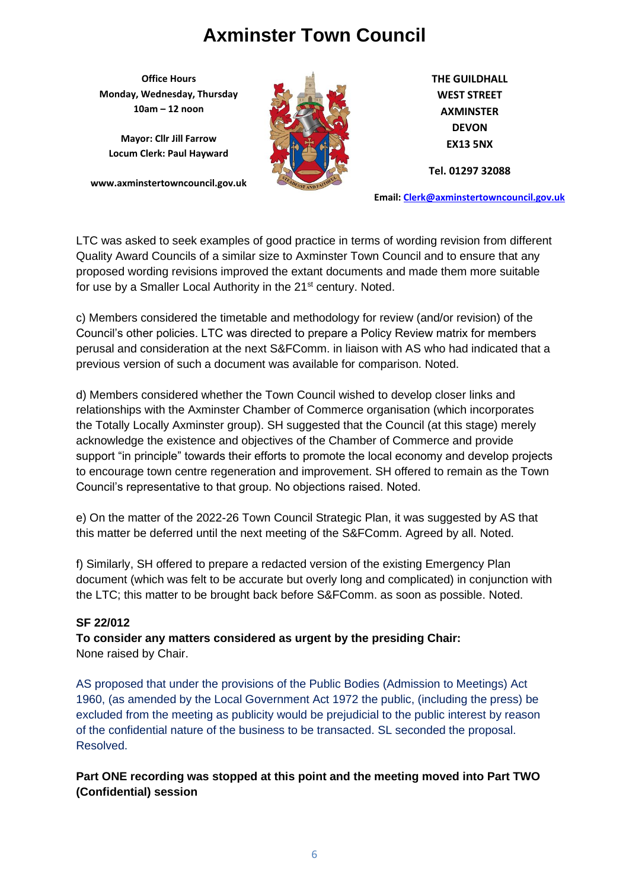LTC was asked to seek examples of good practice in terms of wording revision from different Quality Award Councils of a similar size to Axminster Town Council and to ensure that any proposed wording revisions improved the extant documents and made them more suitable for use by a Smaller Local Authority in the 21st century. Noted.

c) Members considered the timetable and methodology for review (and/or revision) of the Council's other policies. LTC was directed to prepare a Policy Review matrix for members perusal and consideration at the next S&FComm. in liaison with AS who had indicated that a previous version of such a document was available for comparison. Noted.

d) Members considered whether the Town Council wished to develop closer links and relationships with the Axminster Chamber of Commerce organisation (which incorporates the Totally Locally Axminster group). SH suggested that the Council (at this stage) merely acknowledge the existence and objectives of the Chamber of Commerce and provide support "in principle" towards their efforts to promote the local economy and develop projects to encourage town centre regeneration and improvement. SH offered to remain as the Town Council's representative to that group. No objections raised. Noted.

e) On the matter of the 2022-26 Town Council Strategic Plan, it was suggested by AS that this matter be deferred until the next meeting of the S&FComm. Agreed by all. Noted.

f) Similarly, SH offered to prepare a redacted version of the existing Emergency Plan document (which was felt to be accurate but overly long and complicated) in conjunction with the LTC; this matter to be brought back before S&FComm. as soon as possible. Noted.

**SF 22/012**

**To consider any matters considered as urgent by the presiding Chair:**
None raised by Chair.

AS proposed that under the provisions of the Public Bodies (Admission to Meetings) Act 1960, (as amended by the Local Government Act 1972 the public, (including the press) be excluded from the meeting as publicity would be prejudicial to the public interest by reason of the confidential nature of the business to be transacted. SL seconded the proposal. Resolved.

**Part ONE recording was stopped at this point and the meeting moved into Part TWO (Confidential) session**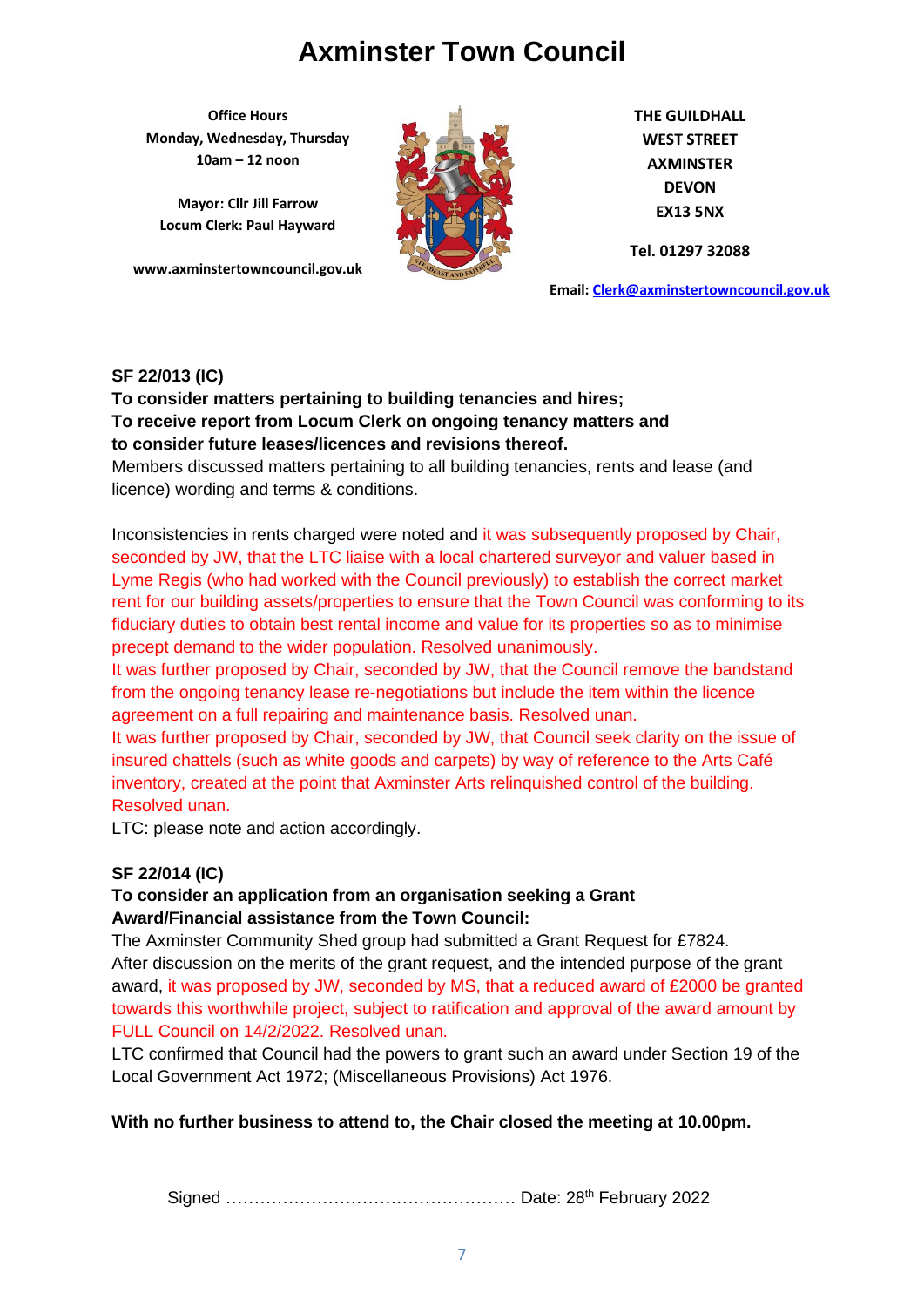# Axminster Town Council

**Office Hours**
**Monday, Wednesday, Thursday**
**10am – 12 noon**

**Mayor: Cllr Jill Farrow**
**Locum Clerk: Paul Hayward**

**www.axminstertowncouncil.gov.uk**

**THE GUILDHALL**
**WEST STREET**
**AXMINSTER**
**DEVON**
**EX13 5NX**

**Tel. 01297 32088**

**Email: Clerk@axminstertowncouncil.gov.uk**

**SF 22/013 (IC)**
**To consider matters pertaining to building tenancies and hires;**
**To receive report from Locum Clerk on ongoing tenancy matters and**
**to consider future leases/licences and revisions thereof.**

Members discussed matters pertaining to all building tenancies, rents and lease (and licence) wording and terms & conditions.

Inconsistencies in rents charged were noted and it was subsequently proposed by Chair, seconded by JW, that the LTC liaise with a local chartered surveyor and valuer based in Lyme Regis (who had worked with the Council previously) to establish the correct market rent for our building assets/properties to ensure that the Town Council was conforming to its fiduciary duties to obtain best rental income and value for its properties so as to minimise precept demand to the wider population. Resolved unanimously.

It was further proposed by Chair, seconded by JW, that the Council remove the bandstand from the ongoing tenancy lease re-negotiations but include the item within the licence agreement on a full repairing and maintenance basis. Resolved unan.

It was further proposed by Chair, seconded by JW, that Council seek clarity on the issue of insured chattels (such as white goods and carpets) by way of reference to the Arts Café inventory, created at the point that Axminster Arts relinquished control of the building. Resolved unan.

LTC: please note and action accordingly.

**SF 22/014 (IC)**
**To consider an application from an organisation seeking a Grant Award/Financial assistance from the Town Council:**

The Axminster Community Shed group had submitted a Grant Request for £7824.

After discussion on the merits of the grant request, and the intended purpose of the grant award, it was proposed by JW, seconded by MS, that a reduced award of £2000 be granted towards this worthwhile project, subject to ratification and approval of the award amount by FULL Council on 14/2/2022. Resolved unan.

LTC confirmed that Council had the powers to grant such an award under Section 19 of the Local Government Act 1972; (Miscellaneous Provisions) Act 1976.

**With no further business to attend to, the Chair closed the meeting at 10.00pm.**

Signed …………………………………………… Date: 28th February 2022